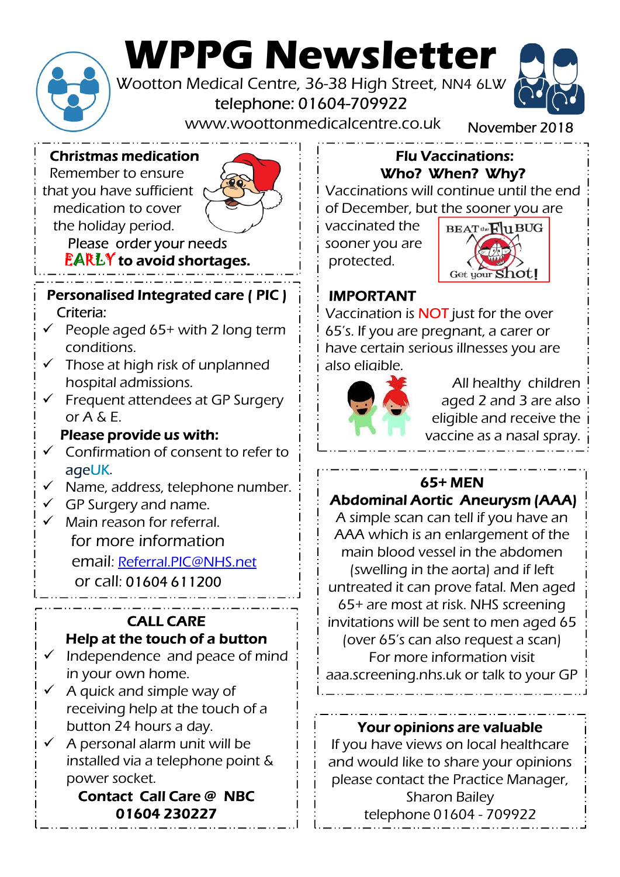# WPPG Newsletter

Wootton Medical Centre, 36-38 High Street, NN4 6LW

telephone: 01604-709922

www.woottonmedicalcentre.co.uk

November 2018

## Christmas medication

Remember to ensure that you have sufficient medication to cover the holiday period.

Please order your needs **EARLY to avoid shortages.**

## Personalised Integrated care ( PIC )

Criteria:

- ✓ People aged 65+ with 2 long term conditions.
- ✓ Those at high risk of unplanned hospital admissions.
- ✓ Frequent attendees at GP Surgery or A & E.

**Please provide us with:**

- ✓ Confirmation of consent to refer to ageUK.
- ✓ Name, address, telephone number.
- ✓ GP Surgery and name.
- ✓ Main reason for referral.

for more information

email: Referral.PIC@NHS.net

or call: 01604 611200

## CALL CARE

**Help at the touch of a button**

- ✓ Independence and peace of mind in your own home.
- ✓ A quick and simple way of receiving help at the touch of a button 24 hours a day.
- ✓ A personal alarm unit will be installed via a telephone point & power socket.

**Contact Call Care @ NBC**
**01604 230227**

## Flu Vaccinations:
## Who? When? Why?

Vaccinations will continue until the end of December, but the sooner you are vaccinated the sooner you are protected.

BEAT the FluBUG
Get your Shot!

**IMPORTANT**

Vaccination is NOT just for the over 65's. If you are pregnant, a carer or have certain serious illnesses you are also eligible.

All healthy children aged 2 and 3 are also eligible and receive the vaccine as a nasal spray.

## 65+ MEN
## Abdominal Aortic Aneurysm (AAA)

A simple scan can tell if you have an AAA which is an enlargement of the main blood vessel in the abdomen (swelling in the aorta) and if left untreated it can prove fatal. Men aged 65+ are most at risk. NHS screening invitations will be sent to men aged 65 (over 65's can also request a scan)

For more information visit aaa.screening.nhs.uk or talk to your GP

## Your opinions are valuable

If you have views on local healthcare and would like to share your opinions please contact the Practice Manager, Sharon Bailey telephone 01604 - 709922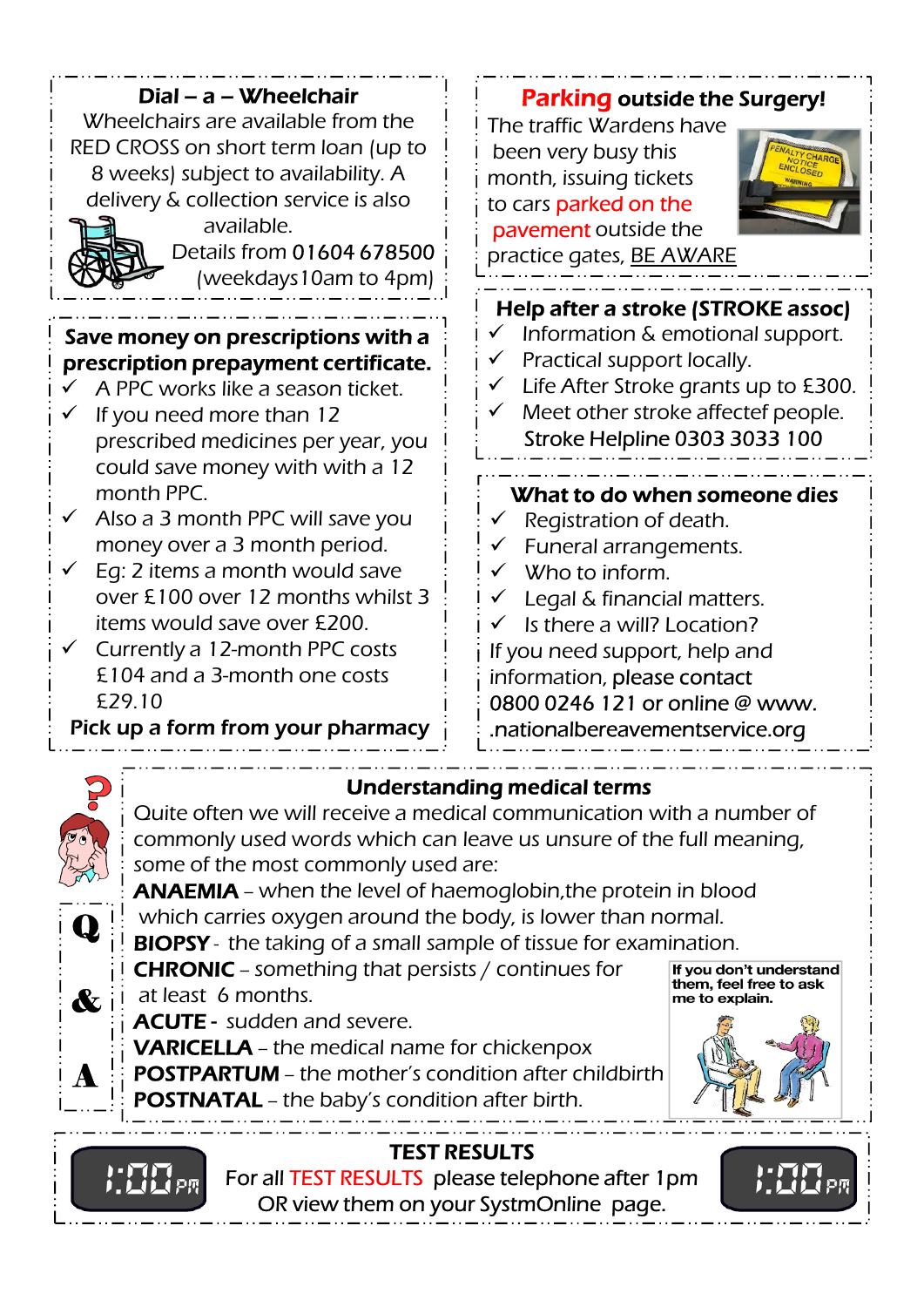## Dial – a – Wheelchair

Wheelchairs are available from the RED CROSS on short term loan (up to 8 weeks) subject to availability. A delivery & collection service is also available.

Details from **01604 678500** (weekdays10am to 4pm)

## Save money on prescriptions with a prescription prepayment certificate.

- ✓ A PPC works like a season ticket.
- ✓ If you need more than 12 prescribed medicines per year, you could save money with with a 12 month PPC.
- ✓ Also a 3 month PPC will save you money over a 3 month period.
- ✓ Eg: 2 items a month would save over £100 over 12 months whilst 3 items would save over £200.
- ✓ Currently a 12-month PPC costs £104 and a 3-month one costs £29.10

**Pick up a form from your pharmacy**

## Parking outside the Surgery!

The traffic Wardens have been very busy this month, issuing tickets to cars parked on the pavement outside the practice gates, BE AWARE

## Help after a stroke (STROKE assoc)

- ✓ Information & emotional support.
- ✓ Practical support locally.
- ✓ Life After Stroke grants up to £300.
- ✓ Meet other stroke affectef people.

Stroke Helpline 0303 3033 100

## What to do when someone dies

- ✓ Registration of death.
- ✓ Funeral arrangements.
- ✓ Who to inform.
- ✓ Legal & financial matters.
- ✓ Is there a will? Location?

If you need support, help and information, please contact 0800 0246 121 or online @ www. .nationalbereavementservice.org

## Understanding medical terms

Q & A

Quite often we will receive a medical communication with a number of commonly used words which can leave us unsure of the full meaning, some of the most commonly used are:

**ANAEMIA** – when the level of haemoglobin,the protein in blood which carries oxygen around the body, is lower than normal.

**BIOPSY** - the taking of a small sample of tissue for examination.

**CHRONIC** – something that persists / continues for at least 6 months.

**ACUTE** - sudden and severe.

**VARICELLA** – the medical name for chickenpox

**POSTPARTUM** – the mother's condition after childbirth

**POSTNATAL** – the baby's condition after birth.

**If you don't understand them, feel free to ask me to explain.**

## TEST RESULTS

For all TEST RESULTS please telephone after 1pm OR view them on your SystmOnline page.